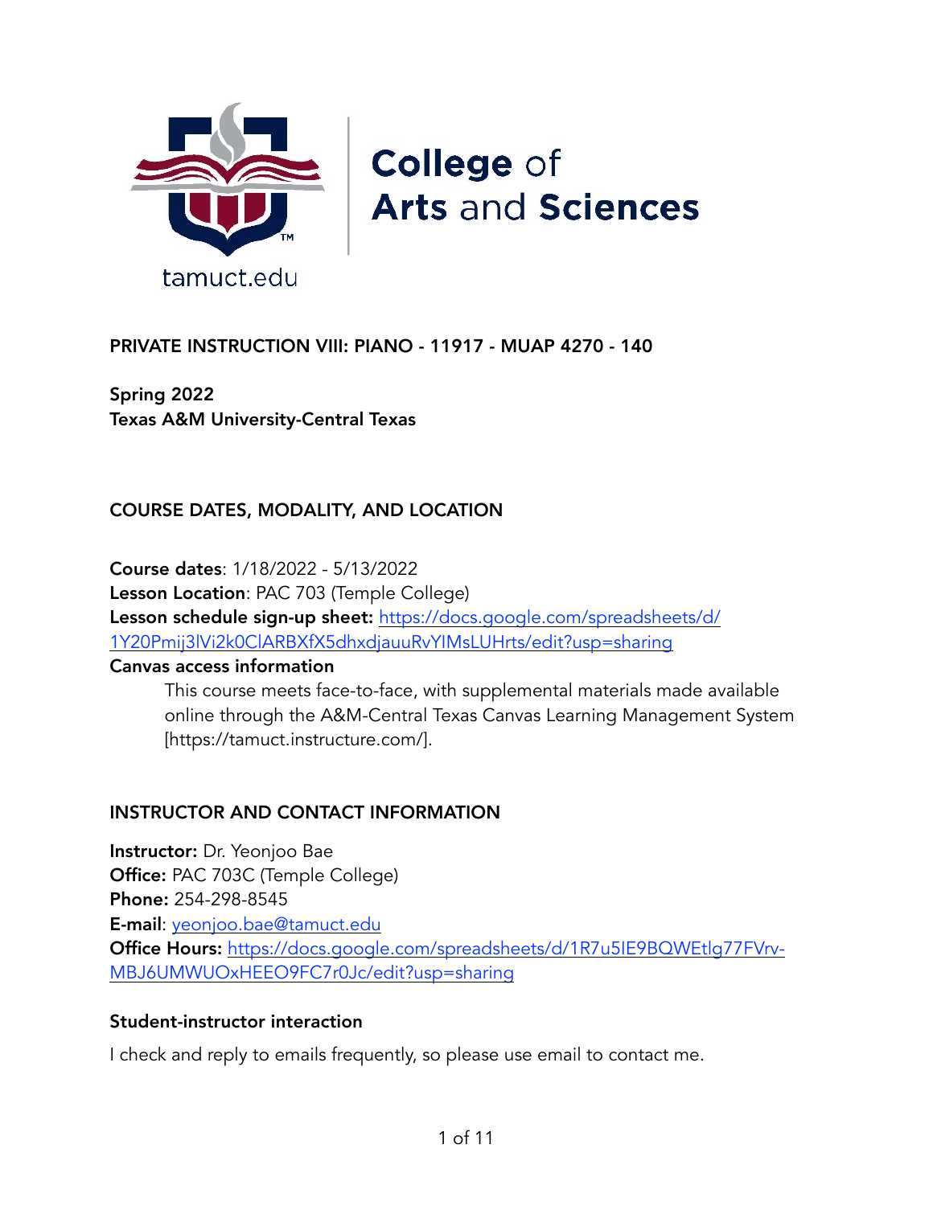College of Arts and Sciences

tamuct.edu

# PRIVATE INSTRUCTION VIII: PIANO - 11917 - MUAP 4270 - 140

**Spring 2022**
**Texas A&M University-Central Texas**

## COURSE DATES, MODALITY, AND LOCATION

**Course dates**: 1/18/2022 - 5/13/2022
**Lesson Location**: PAC 703 (Temple College)
**Lesson schedule sign-up sheet:** https://docs.google.com/spreadsheets/d/1Y20Pmij3lVi2k0ClARBXfX5dhxdjauuRvYIMsLUHrts/edit?usp=sharing
**Canvas access information**

This course meets face-to-face, with supplemental materials made available online through the A&M-Central Texas Canvas Learning Management System [https://tamuct.instructure.com/].

## INSTRUCTOR AND CONTACT INFORMATION

**Instructor:** Dr. Yeonjoo Bae
**Office:** PAC 703C (Temple College)
**Phone:** 254-298-8545
**E-mail**: yeonjoo.bae@tamuct.edu
**Office Hours:** https://docs.google.com/spreadsheets/d/1R7u5IE9BQWEtlg77FVrv-MBJ6UMWUOxHEEO9FC7r0Jc/edit?usp=sharing

### Student-instructor interaction

I check and reply to emails frequently, so please use email to contact me.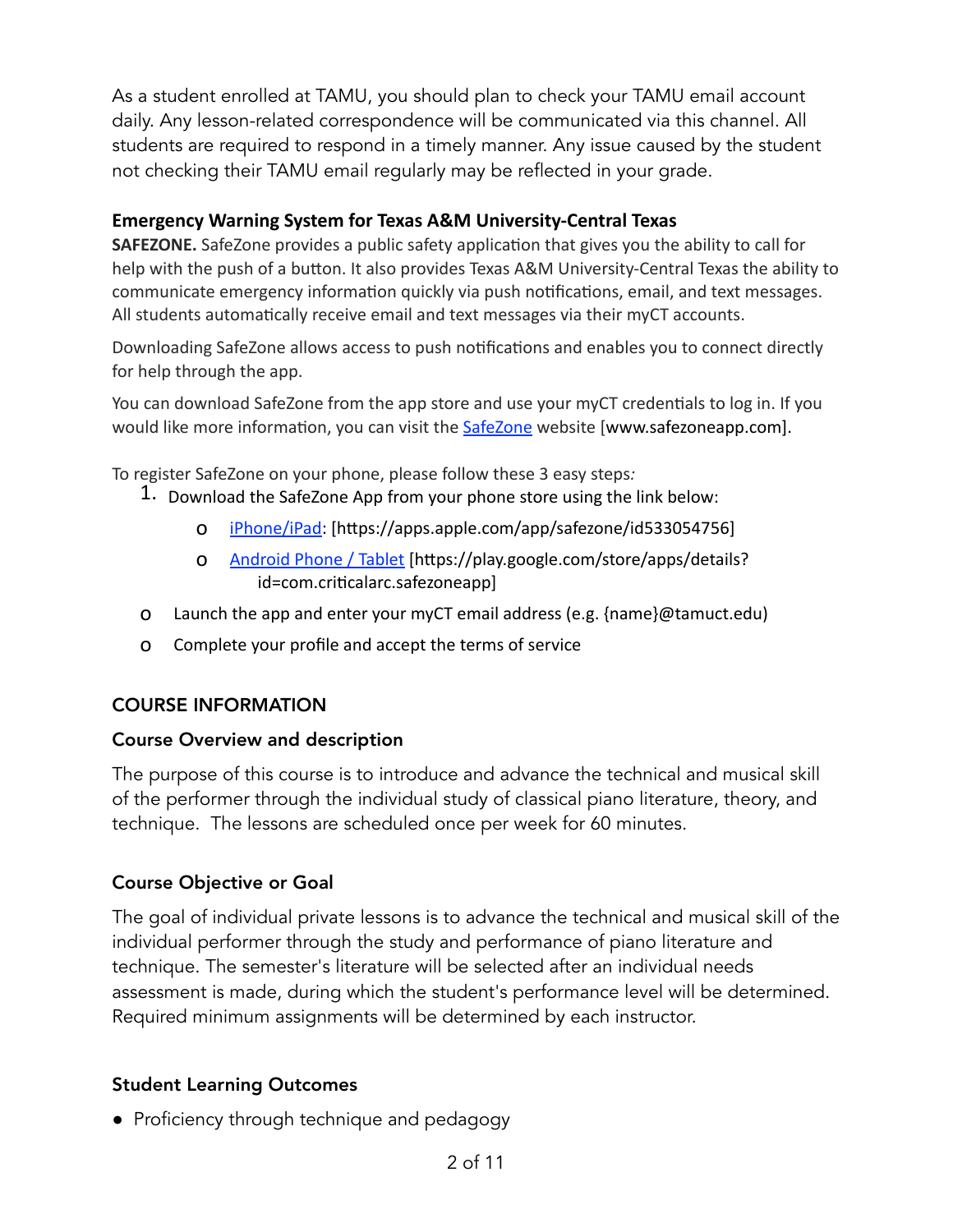As a student enrolled at TAMU, you should plan to check your TAMU email account daily. Any lesson-related correspondence will be communicated via this channel. All students are required to respond in a timely manner. Any issue caused by the student not checking their TAMU email regularly may be reflected in your grade.

### Emergency Warning System for Texas A&M University-Central Texas

**SAFEZONE.** SafeZone provides a public safety application that gives you the ability to call for help with the push of a button. It also provides Texas A&M University-Central Texas the ability to communicate emergency information quickly via push notifications, email, and text messages. All students automatically receive email and text messages via their myCT accounts.

Downloading SafeZone allows access to push notifications and enables you to connect directly for help through the app.

You can download SafeZone from the app store and use your myCT credentials to log in. If you would like more information, you can visit the SafeZone website [www.safezoneapp.com].

To register SafeZone on your phone, please follow these 3 easy steps*:*

1. Download the SafeZone App from your phone store using the link below:
   - iPhone/iPad: [https://apps.apple.com/app/safezone/id533054756]
   - Android Phone / Tablet [https://play.google.com/store/apps/details?id=com.criticalarc.safezoneapp]
- Launch the app and enter your myCT email address (e.g. {name}@tamuct.edu)
- Complete your profile and accept the terms of service

## COURSE INFORMATION

### Course Overview and description

The purpose of this course is to introduce and advance the technical and musical skill of the performer through the individual study of classical piano literature, theory, and technique. The lessons are scheduled once per week for 60 minutes.

### Course Objective or Goal

The goal of individual private lessons is to advance the technical and musical skill of the individual performer through the study and performance of piano literature and technique. The semester's literature will be selected after an individual needs assessment is made, during which the student's performance level will be determined. Required minimum assignments will be determined by each instructor.

### Student Learning Outcomes

- Proficiency through technique and pedagogy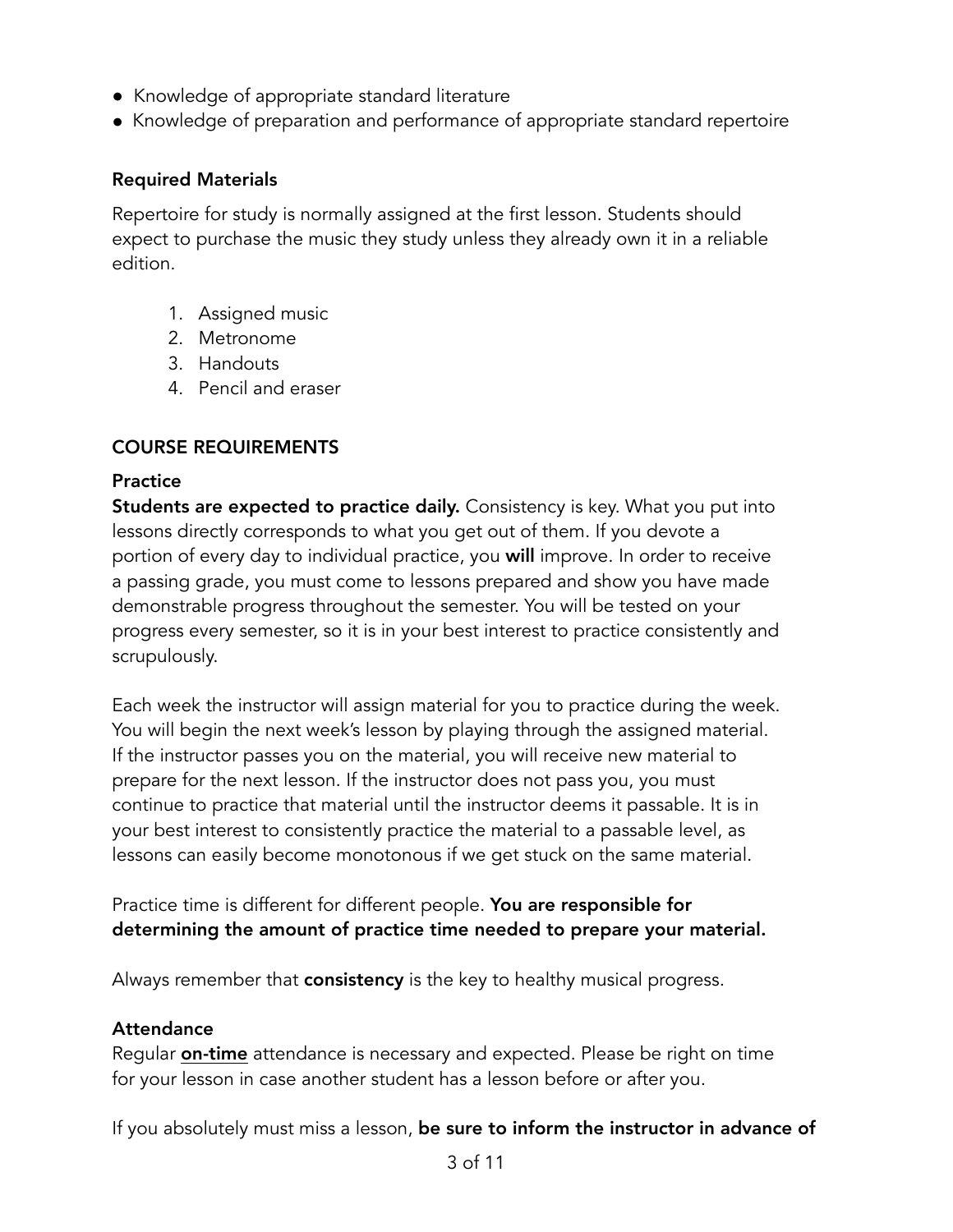- Knowledge of appropriate standard literature
- Knowledge of preparation and performance of appropriate standard repertoire

### Required Materials

Repertoire for study is normally assigned at the first lesson. Students should expect to purchase the music they study unless they already own it in a reliable edition.

1. Assigned music
2. Metronome
3. Handouts
4. Pencil and eraser

## COURSE REQUIREMENTS

### Practice

**Students are expected to practice daily.** Consistency is key. What you put into lessons directly corresponds to what you get out of them. If you devote a portion of every day to individual practice, you **will** improve. In order to receive a passing grade, you must come to lessons prepared and show you have made demonstrable progress throughout the semester. You will be tested on your progress every semester, so it is in your best interest to practice consistently and scrupulously.

Each week the instructor will assign material for you to practice during the week. You will begin the next week's lesson by playing through the assigned material. If the instructor passes you on the material, you will receive new material to prepare for the next lesson. If the instructor does not pass you, you must continue to practice that material until the instructor deems it passable. It is in your best interest to consistently practice the material to a passable level, as lessons can easily become monotonous if we get stuck on the same material.

Practice time is different for different people. **You are responsible for determining the amount of practice time needed to prepare your material.**

Always remember that **consistency** is the key to healthy musical progress.

### Attendance

Regular **<u>on-time</u>** attendance is necessary and expected. Please be right on time for your lesson in case another student has a lesson before or after you.

If you absolutely must miss a lesson, **be sure to inform the instructor in advance of**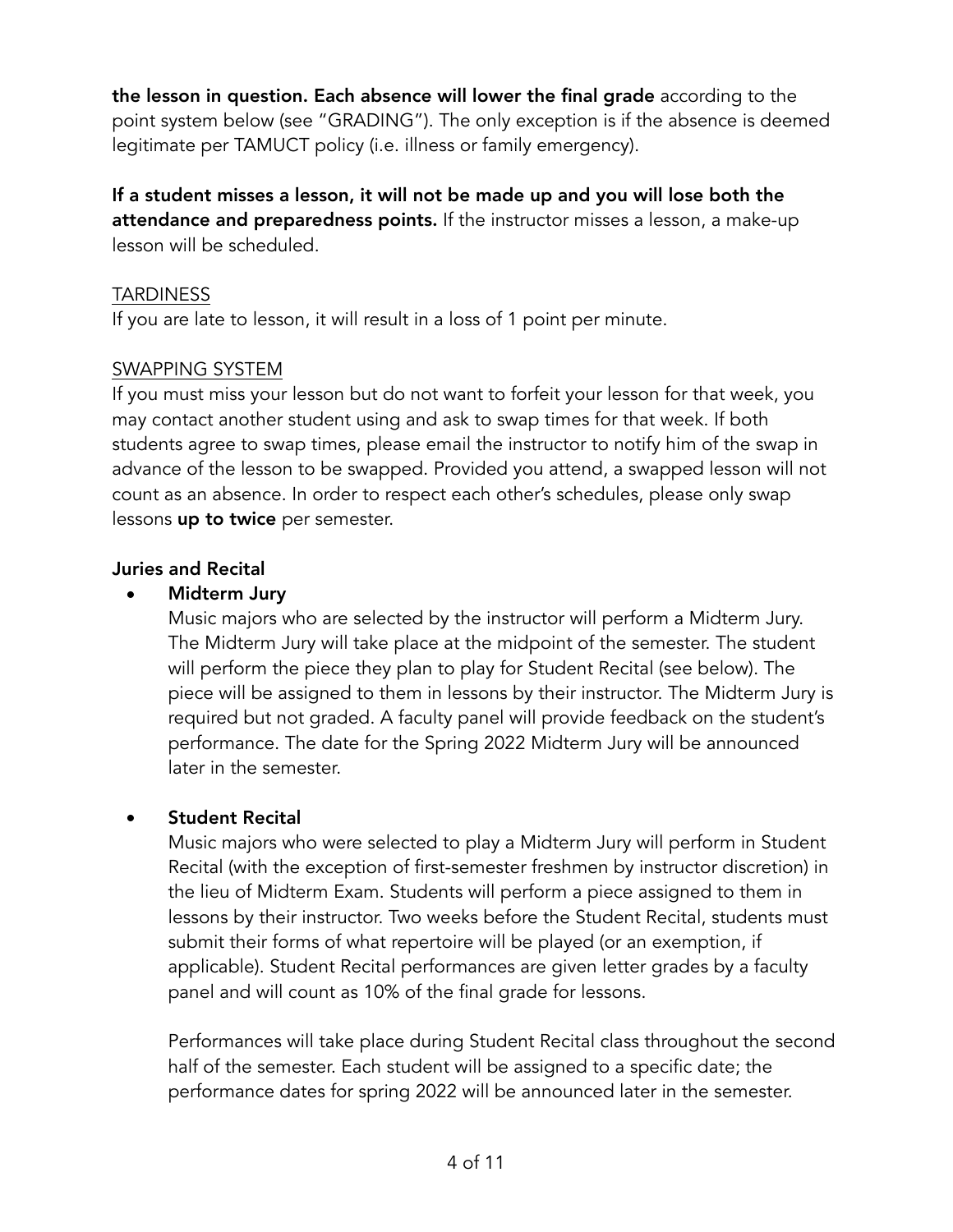**the lesson in question. Each absence will lower the final grade** according to the point system below (see "GRADING"). The only exception is if the absence is deemed legitimate per TAMUCT policy (i.e. illness or family emergency).

**If a student misses a lesson, it will not be made up and you will lose both the attendance and preparedness points.** If the instructor misses a lesson, a make-up lesson will be scheduled.

<u>TARDINESS</u>

If you are late to lesson, it will result in a loss of 1 point per minute.

<u>SWAPPING SYSTEM</u>

If you must miss your lesson but do not want to forfeit your lesson for that week, you may contact another student using and ask to swap times for that week. If both students agree to swap times, please email the instructor to notify him of the swap in advance of the lesson to be swapped. Provided you attend, a swapped lesson will not count as an absence. In order to respect each other's schedules, please only swap lessons **up to twice** per semester.

**Juries and Recital**

- **Midterm Jury**

  Music majors who are selected by the instructor will perform a Midterm Jury. The Midterm Jury will take place at the midpoint of the semester. The student will perform the piece they plan to play for Student Recital (see below). The piece will be assigned to them in lessons by their instructor. The Midterm Jury is required but not graded. A faculty panel will provide feedback on the student's performance. The date for the Spring 2022 Midterm Jury will be announced later in the semester.

- **Student Recital**

  Music majors who were selected to play a Midterm Jury will perform in Student Recital (with the exception of first-semester freshmen by instructor discretion) in the lieu of Midterm Exam. Students will perform a piece assigned to them in lessons by their instructor. Two weeks before the Student Recital, students must submit their forms of what repertoire will be played (or an exemption, if applicable). Student Recital performances are given letter grades by a faculty panel and will count as 10% of the final grade for lessons.

  Performances will take place during Student Recital class throughout the second half of the semester. Each student will be assigned to a specific date; the performance dates for spring 2022 will be announced later in the semester.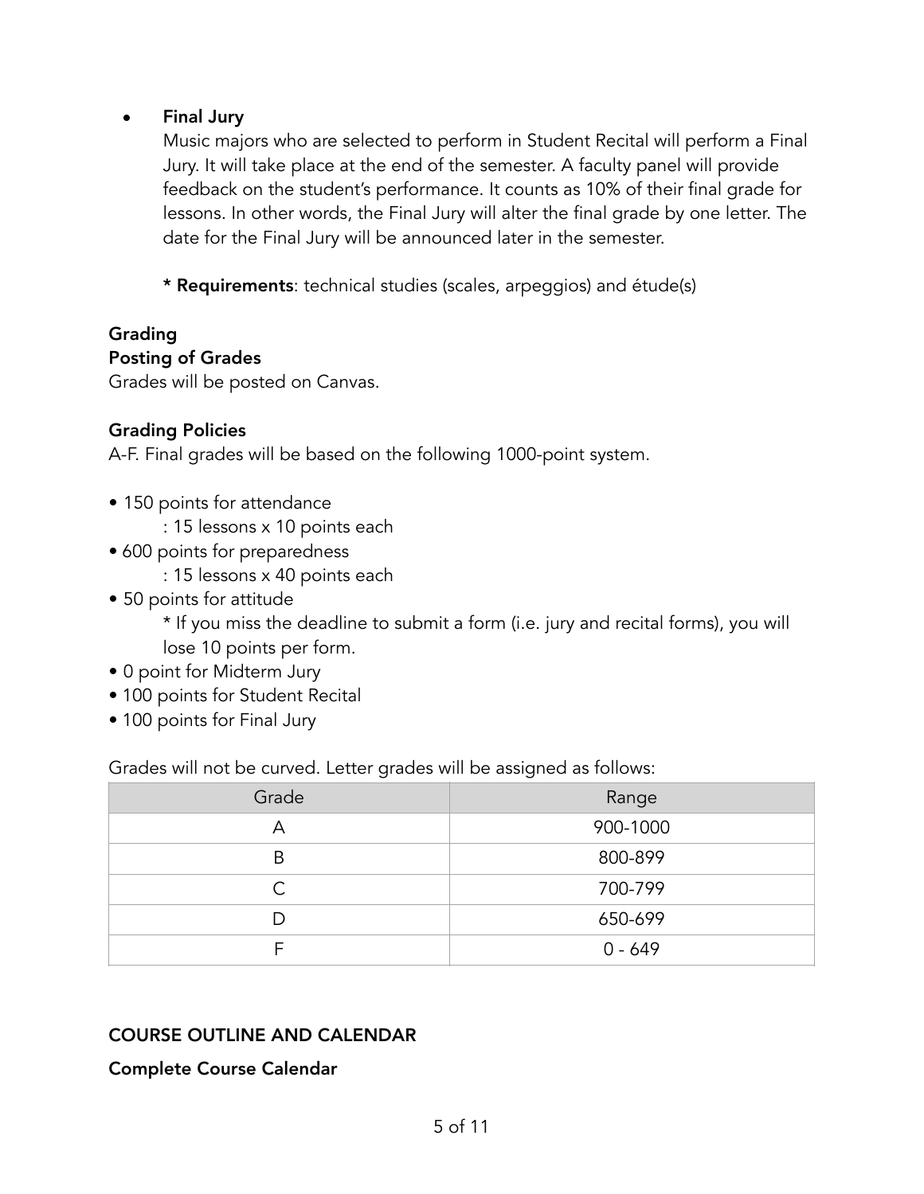- **Final Jury**

  Music majors who are selected to perform in Student Recital will perform a Final Jury. It will take place at the end of the semester. A faculty panel will provide feedback on the student's performance. It counts as 10% of their final grade for lessons. In other words, the Final Jury will alter the final grade by one letter. The date for the Final Jury will be announced later in the semester.

  **\* Requirements**: technical studies (scales, arpeggios) and étude(s)

## Grading

### Posting of Grades

Grades will be posted on Canvas.

### Grading Policies

A-F. Final grades will be based on the following 1000-point system.

- 150 points for attendance
  : 15 lessons x 10 points each
- 600 points for preparedness
  : 15 lessons x 40 points each
- 50 points for attitude
  \* If you miss the deadline to submit a form (i.e. jury and recital forms), you will lose 10 points per form.
- 0 point for Midterm Jury
- 100 points for Student Recital
- 100 points for Final Jury

Grades will not be curved. Letter grades will be assigned as follows:

| Grade | Range |
| --- | --- |
| A | 900-1000 |
| B | 800-899 |
| C | 700-799 |
| D | 650-699 |
| F | 0 - 649 |

## COURSE OUTLINE AND CALENDAR

### Complete Course Calendar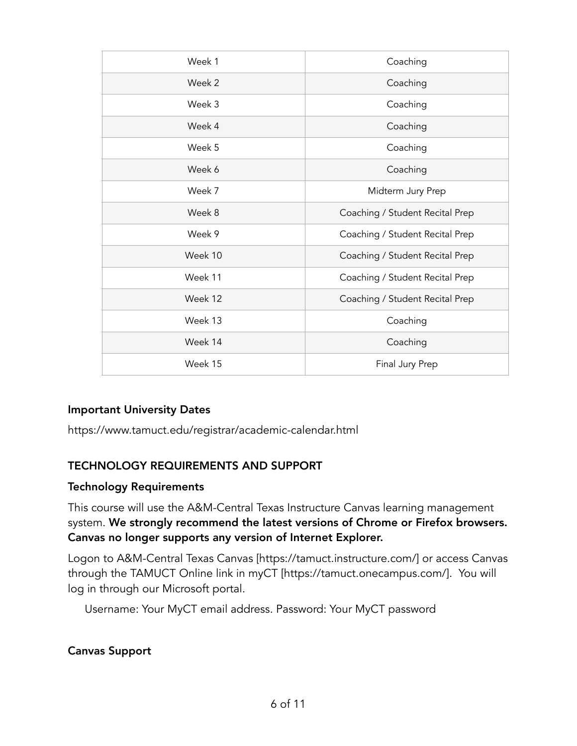| Week 1 | Coaching |
|---|---|
| Week 2 | Coaching |
| Week 3 | Coaching |
| Week 4 | Coaching |
| Week 5 | Coaching |
| Week 6 | Coaching |
| Week 7 | Midterm Jury Prep |
| Week 8 | Coaching / Student Recital Prep |
| Week 9 | Coaching / Student Recital Prep |
| Week 10 | Coaching / Student Recital Prep |
| Week 11 | Coaching / Student Recital Prep |
| Week 12 | Coaching / Student Recital Prep |
| Week 13 | Coaching |
| Week 14 | Coaching |
| Week 15 | Final Jury Prep |

### Important University Dates

https://www.tamuct.edu/registrar/academic-calendar.html

## TECHNOLOGY REQUIREMENTS AND SUPPORT

### Technology Requirements

This course will use the A&M-Central Texas Instructure Canvas learning management system. **We strongly recommend the latest versions of Chrome or Firefox browsers. Canvas no longer supports any version of Internet Explorer.**

Logon to A&M-Central Texas Canvas [https://tamuct.instructure.com/] or access Canvas through the TAMUCT Online link in myCT [https://tamuct.onecampus.com/]. You will log in through our Microsoft portal.

Username: Your MyCT email address. Password: Your MyCT password

### Canvas Support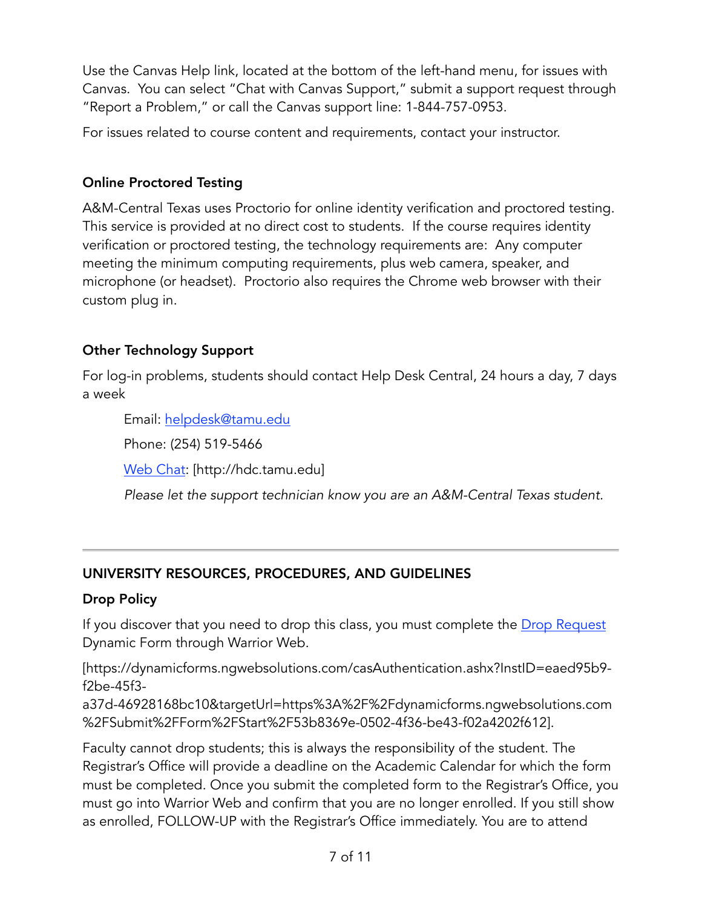Use the Canvas Help link, located at the bottom of the left-hand menu, for issues with Canvas. You can select "Chat with Canvas Support," submit a support request through "Report a Problem," or call the Canvas support line: 1-844-757-0953.

For issues related to course content and requirements, contact your instructor.

### Online Proctored Testing

A&M-Central Texas uses Proctorio for online identity verification and proctored testing. This service is provided at no direct cost to students. If the course requires identity verification or proctored testing, the technology requirements are: Any computer meeting the minimum computing requirements, plus web camera, speaker, and microphone (or headset). Proctorio also requires the Chrome web browser with their custom plug in.

### Other Technology Support

For log-in problems, students should contact Help Desk Central, 24 hours a day, 7 days a week

> Email: helpdesk@tamu.edu
>
> Phone: (254) 519-5466
>
> Web Chat: [http://hdc.tamu.edu]
>
> *Please let the support technician know you are an A&M-Central Texas student.*

---

## UNIVERSITY RESOURCES, PROCEDURES, AND GUIDELINES

### Drop Policy

If you discover that you need to drop this class, you must complete the Drop Request Dynamic Form through Warrior Web.

[https://dynamicforms.ngwebsolutions.com/casAuthentication.ashx?InstID=eaed95b9-f2be-45f3-a37d-46928168bc10&targetUrl=https%3A%2F%2Fdynamicforms.ngwebsolutions.com%2FSubmit%2FForm%2FStart%2F53b8369e-0502-4f36-be43-f02a4202f612].

Faculty cannot drop students; this is always the responsibility of the student. The Registrar's Office will provide a deadline on the Academic Calendar for which the form must be completed. Once you submit the completed form to the Registrar's Office, you must go into Warrior Web and confirm that you are no longer enrolled. If you still show as enrolled, FOLLOW-UP with the Registrar's Office immediately. You are to attend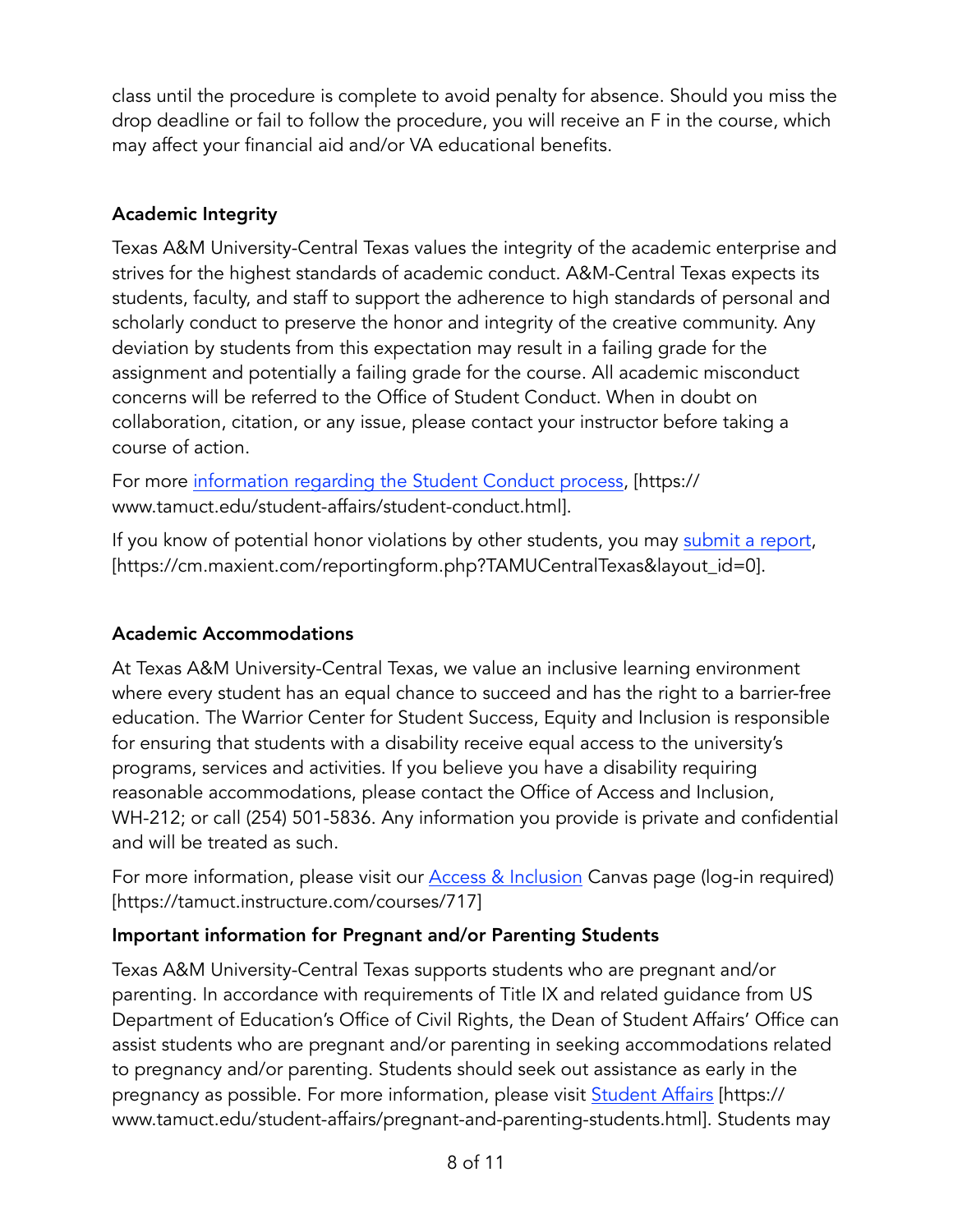class until the procedure is complete to avoid penalty for absence. Should you miss the drop deadline or fail to follow the procedure, you will receive an F in the course, which may affect your financial aid and/or VA educational benefits.

**Academic Integrity**

Texas A&M University-Central Texas values the integrity of the academic enterprise and strives for the highest standards of academic conduct. A&M-Central Texas expects its students, faculty, and staff to support the adherence to high standards of personal and scholarly conduct to preserve the honor and integrity of the creative community. Any deviation by students from this expectation may result in a failing grade for the assignment and potentially a failing grade for the course. All academic misconduct concerns will be referred to the Office of Student Conduct. When in doubt on collaboration, citation, or any issue, please contact your instructor before taking a course of action.

For more information regarding the Student Conduct process, [https://www.tamuct.edu/student-affairs/student-conduct.html].

If you know of potential honor violations by other students, you may submit a report, [https://cm.maxient.com/reportingform.php?TAMUCentralTexas&layout_id=0].

**Academic Accommodations**

At Texas A&M University-Central Texas, we value an inclusive learning environment where every student has an equal chance to succeed and has the right to a barrier-free education. The Warrior Center for Student Success, Equity and Inclusion is responsible for ensuring that students with a disability receive equal access to the university's programs, services and activities. If you believe you have a disability requiring reasonable accommodations, please contact the Office of Access and Inclusion, WH-212; or call (254) 501-5836. Any information you provide is private and confidential and will be treated as such.

For more information, please visit our Access & Inclusion Canvas page (log-in required) [https://tamuct.instructure.com/courses/717]

**Important information for Pregnant and/or Parenting Students**

Texas A&M University-Central Texas supports students who are pregnant and/or parenting. In accordance with requirements of Title IX and related guidance from US Department of Education's Office of Civil Rights, the Dean of Student Affairs' Office can assist students who are pregnant and/or parenting in seeking accommodations related to pregnancy and/or parenting. Students should seek out assistance as early in the pregnancy as possible. For more information, please visit Student Affairs [https://www.tamuct.edu/student-affairs/pregnant-and-parenting-students.html]. Students may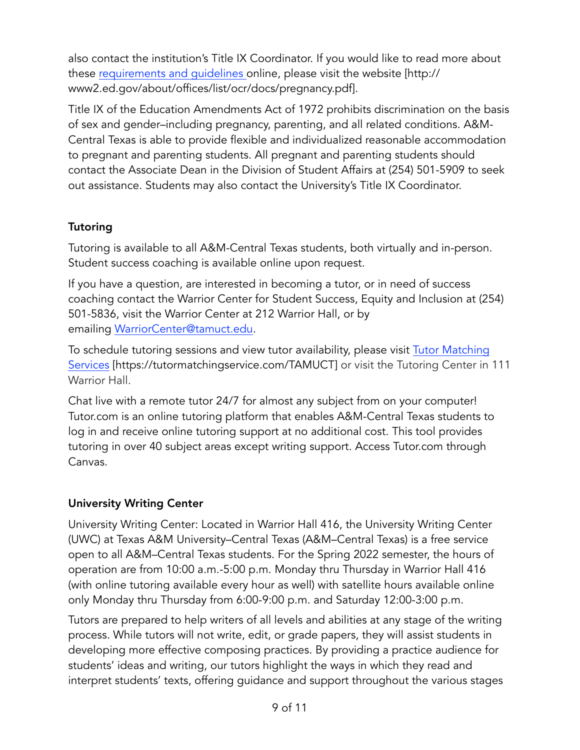also contact the institution's Title IX Coordinator. If you would like to read more about these [requirements and guidelines](http://www2.ed.gov/about/offices/list/ocr/docs/pregnancy.pdf) online, please visit the website [http://www2.ed.gov/about/offices/list/ocr/docs/pregnancy.pdf].

Title IX of the Education Amendments Act of 1972 prohibits discrimination on the basis of sex and gender–including pregnancy, parenting, and all related conditions. A&M-Central Texas is able to provide flexible and individualized reasonable accommodation to pregnant and parenting students. All pregnant and parenting students should contact the Associate Dean in the Division of Student Affairs at (254) 501-5909 to seek out assistance. Students may also contact the University's Title IX Coordinator.

**Tutoring**

Tutoring is available to all A&M-Central Texas students, both virtually and in-person. Student success coaching is available online upon request.

If you have a question, are interested in becoming a tutor, or in need of success coaching contact the Warrior Center for Student Success, Equity and Inclusion at (254) 501-5836, visit the Warrior Center at 212 Warrior Hall, or by emailing [WarriorCenter@tamuct.edu](mailto:WarriorCenter@tamuct.edu).

To schedule tutoring sessions and view tutor availability, please visit [Tutor Matching Services](https://tutormatchingservice.com/TAMUCT) [https://tutormatchingservice.com/TAMUCT] or visit the Tutoring Center in 111 Warrior Hall.

Chat live with a remote tutor 24/7 for almost any subject from on your computer! Tutor.com is an online tutoring platform that enables A&M-Central Texas students to log in and receive online tutoring support at no additional cost. This tool provides tutoring in over 40 subject areas except writing support. Access Tutor.com through Canvas.

**University Writing Center**

University Writing Center: Located in Warrior Hall 416, the University Writing Center (UWC) at Texas A&M University–Central Texas (A&M–Central Texas) is a free service open to all A&M–Central Texas students. For the Spring 2022 semester, the hours of operation are from 10:00 a.m.-5:00 p.m. Monday thru Thursday in Warrior Hall 416 (with online tutoring available every hour as well) with satellite hours available online only Monday thru Thursday from 6:00-9:00 p.m. and Saturday 12:00-3:00 p.m.

Tutors are prepared to help writers of all levels and abilities at any stage of the writing process. While tutors will not write, edit, or grade papers, they will assist students in developing more effective composing practices. By providing a practice audience for students' ideas and writing, our tutors highlight the ways in which they read and interpret students' texts, offering guidance and support throughout the various stages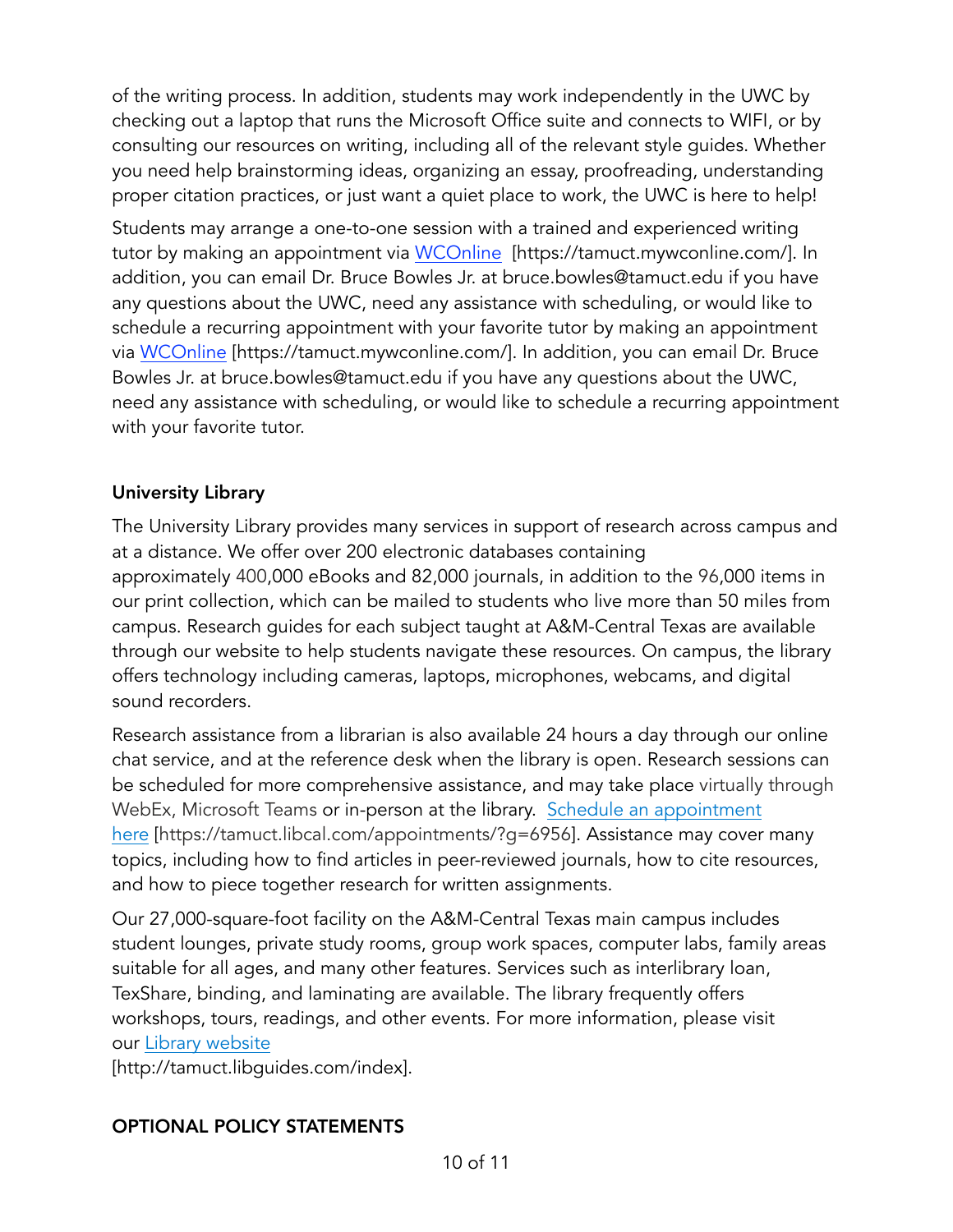of the writing process. In addition, students may work independently in the UWC by checking out a laptop that runs the Microsoft Office suite and connects to WIFI, or by consulting our resources on writing, including all of the relevant style guides. Whether you need help brainstorming ideas, organizing an essay, proofreading, understanding proper citation practices, or just want a quiet place to work, the UWC is here to help!

Students may arrange a one-to-one session with a trained and experienced writing tutor by making an appointment via WCOnline [https://tamuct.mywconline.com/]. In addition, you can email Dr. Bruce Bowles Jr. at bruce.bowles@tamuct.edu if you have any questions about the UWC, need any assistance with scheduling, or would like to schedule a recurring appointment with your favorite tutor by making an appointment via WCOnline [https://tamuct.mywconline.com/]. In addition, you can email Dr. Bruce Bowles Jr. at bruce.bowles@tamuct.edu if you have any questions about the UWC, need any assistance with scheduling, or would like to schedule a recurring appointment with your favorite tutor.

**University Library**

The University Library provides many services in support of research across campus and at a distance. We offer over 200 electronic databases containing approximately 400,000 eBooks and 82,000 journals, in addition to the 96,000 items in our print collection, which can be mailed to students who live more than 50 miles from campus. Research guides for each subject taught at A&M-Central Texas are available through our website to help students navigate these resources. On campus, the library offers technology including cameras, laptops, microphones, webcams, and digital sound recorders.

Research assistance from a librarian is also available 24 hours a day through our online chat service, and at the reference desk when the library is open. Research sessions can be scheduled for more comprehensive assistance, and may take place virtually through WebEx, Microsoft Teams or in-person at the library. Schedule an appointment here [https://tamuct.libcal.com/appointments/?g=6956]. Assistance may cover many topics, including how to find articles in peer-reviewed journals, how to cite resources, and how to piece together research for written assignments.

Our 27,000-square-foot facility on the A&M-Central Texas main campus includes student lounges, private study rooms, group work spaces, computer labs, family areas suitable for all ages, and many other features. Services such as interlibrary loan, TexShare, binding, and laminating are available. The library frequently offers workshops, tours, readings, and other events. For more information, please visit our Library website [http://tamuct.libguides.com/index].

**OPTIONAL POLICY STATEMENTS**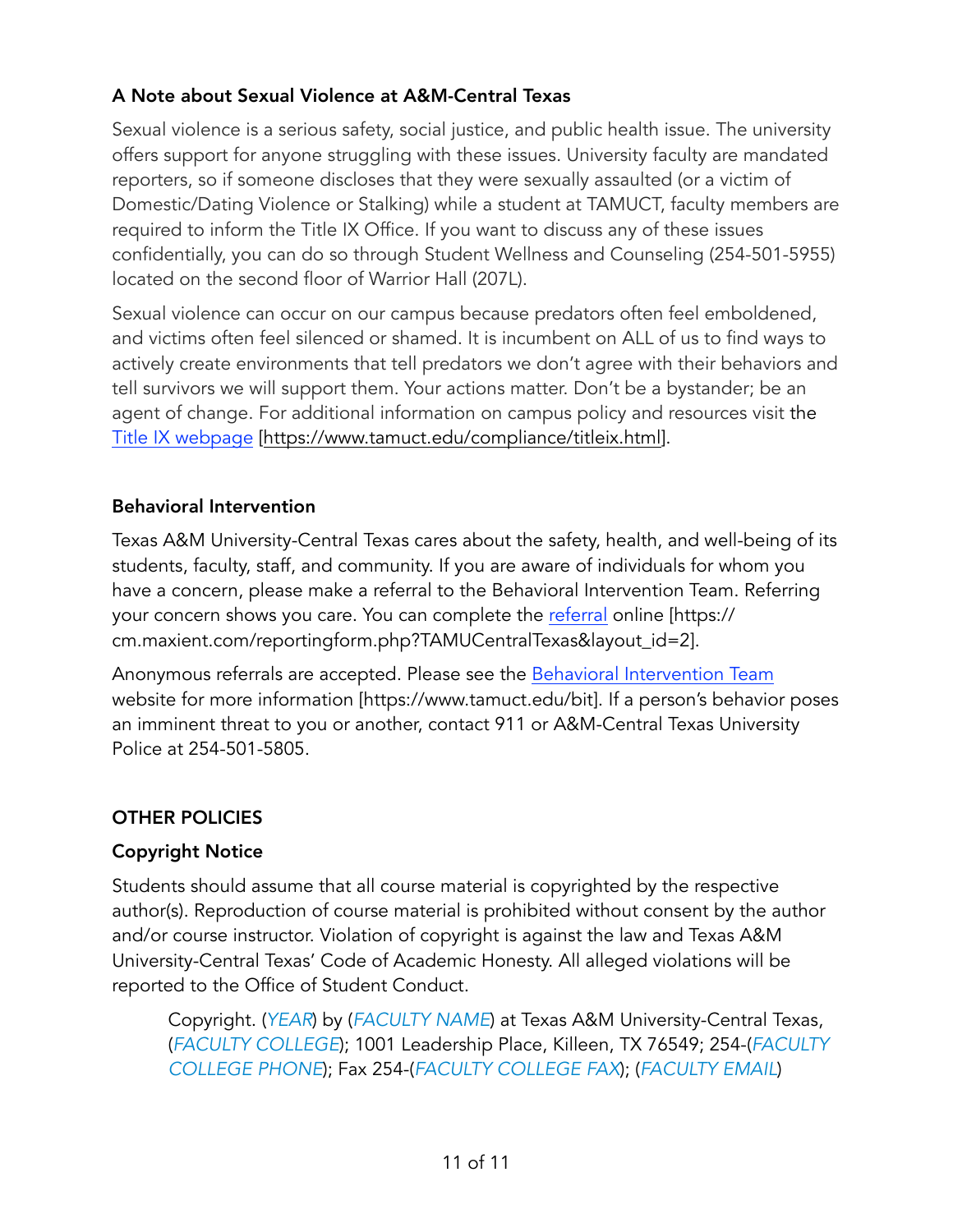### A Note about Sexual Violence at A&M-Central Texas

Sexual violence is a serious safety, social justice, and public health issue. The university offers support for anyone struggling with these issues. University faculty are mandated reporters, so if someone discloses that they were sexually assaulted (or a victim of Domestic/Dating Violence or Stalking) while a student at TAMUCT, faculty members are required to inform the Title IX Office. If you want to discuss any of these issues confidentially, you can do so through Student Wellness and Counseling (254-501-5955) located on the second floor of Warrior Hall (207L).

Sexual violence can occur on our campus because predators often feel emboldened, and victims often feel silenced or shamed. It is incumbent on ALL of us to find ways to actively create environments that tell predators we don't agree with their behaviors and tell survivors we will support them. Your actions matter. Don't be a bystander; be an agent of change. For additional information on campus policy and resources visit the Title IX webpage [https://www.tamuct.edu/compliance/titleix.html].

### Behavioral Intervention

Texas A&M University-Central Texas cares about the safety, health, and well-being of its students, faculty, staff, and community. If you are aware of individuals for whom you have a concern, please make a referral to the Behavioral Intervention Team. Referring your concern shows you care. You can complete the referral online [https://cm.maxient.com/reportingform.php?TAMUCentralTexas&layout_id=2].

Anonymous referrals are accepted. Please see the Behavioral Intervention Team website for more information [https://www.tamuct.edu/bit]. If a person's behavior poses an imminent threat to you or another, contact 911 or A&M-Central Texas University Police at 254-501-5805.

## OTHER POLICIES

### Copyright Notice

Students should assume that all course material is copyrighted by the respective author(s). Reproduction of course material is prohibited without consent by the author and/or course instructor. Violation of copyright is against the law and Texas A&M University-Central Texas' Code of Academic Honesty. All alleged violations will be reported to the Office of Student Conduct.

> Copyright. (*YEAR*) by (*FACULTY NAME*) at Texas A&M University-Central Texas, (*FACULTY COLLEGE*); 1001 Leadership Place, Killeen, TX 76549; 254-(*FACULTY COLLEGE PHONE*); Fax 254-(*FACULTY COLLEGE FAX*); (*FACULTY EMAIL*)